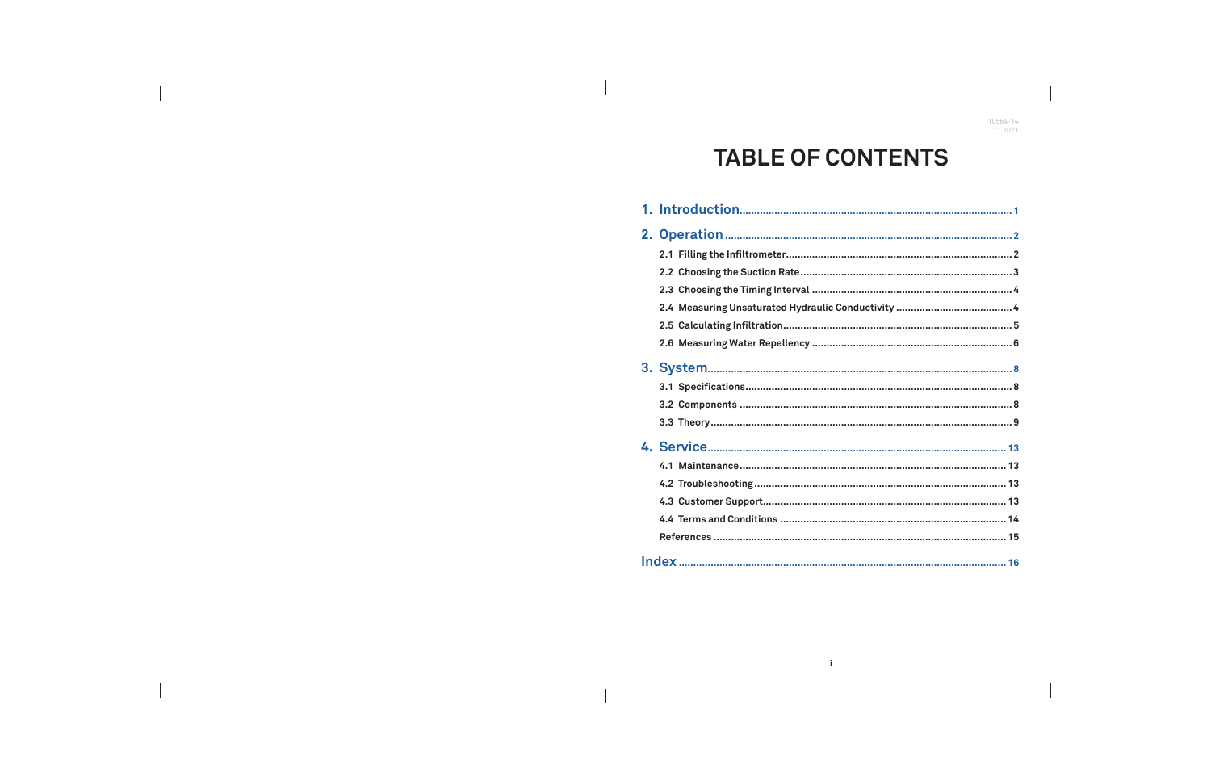# TABLE OF CONTENTS

**1. Introduction** ........ 1

**2. Operation** ........ 2

- 2.1 Filling the Infiltrometer ........ 2
- 2.2 Choosing the Suction Rate ........ 3
- 2.3 Choosing the Timing Interval ........ 4
- 2.4 Measuring Unsaturated Hydraulic Conductivity ........ 4
- 2.5 Calculating Infiltration ........ 5
- 2.6 Measuring Water Repellency ........ 6

**3. System** ........ 8

- 3.1 Specifications ........ 8
- 3.2 Components ........ 8
- 3.3 Theory ........ 9

**4. Service** ........ 13

- 4.1 Maintenance ........ 13
- 4.2 Troubleshooting ........ 13
- 4.3 Customer Support ........ 13
- 4.4 Terms and Conditions ........ 14
- References ........ 15

**Index** ........ 16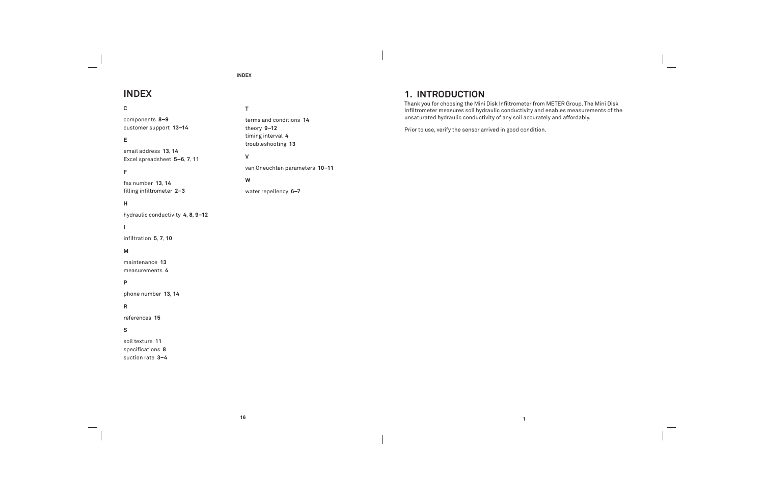# INDEX

**C**

components **8–9**
customer support **13–14**

**E**

email address **13**, **14**
Excel spreadsheet **5–6**, **7**, **11**

**F**

fax number **13**, **14**
filling infiltrometer **2–3**

**H**

hydraulic conductivity **4**, **8**, **9–12**

**I**

infiltration **5**, **7**, **10**

**M**

maintenance **13**
measurements **4**

**P**

phone number **13**, **14**

**R**

references **15**

**S**

soil texture **11**
specifications **8**
suction rate **3–4**

**T**

terms and conditions **14**
theory **9–12**
timing interval **4**
troubleshooting **13**

**V**

van Gneuchten parameters **10–11**

**W**

water repellency **6–7**

# 1. INTRODUCTION

Thank you for choosing the Mini Disk Infiltrometer from METER Group. The Mini Disk Infiltrometer measures soil hydraulic conductivity and enables measurements of the unsaturated hydraulic conductivity of any soil accurately and affordably.

Prior to use, verify the sensor arrived in good condition.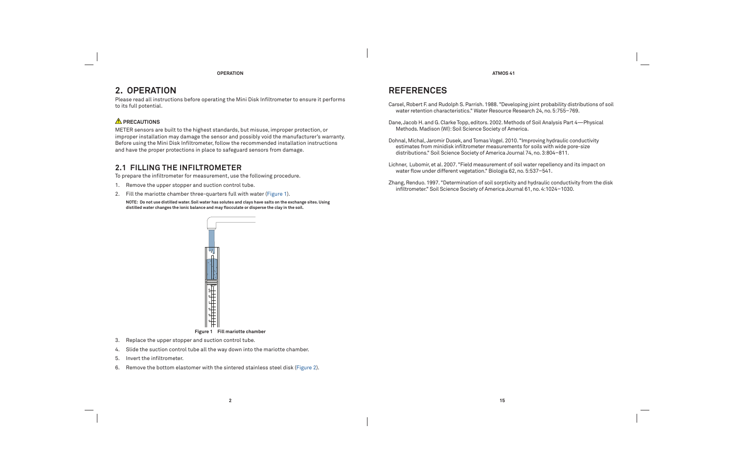# 2. OPERATION

Please read all instructions before operating the Mini Disk Infiltrometer to ensure it performs to its full potential.

**⚠ PRECAUTIONS**

METER sensors are built to the highest standards, but misuse, improper protection, or improper installation may damage the sensor and possibly void the manufacturer's warranty. Before using the Mini Disk Infiltrometer, follow the recommended installation instructions and have the proper protections in place to safeguard sensors from damage.

## 2.1 FILLING THE INFILTROMETER

To prepare the infiltrometer for measurement, use the following procedure.

1. Remove the upper stopper and suction control tube.
2. Fill the mariotte chamber three-quarters full with water (Figure 1).

   **NOTE: Do not use distilled water. Soil water has solutes and clays have salts on the exchange sites. Using distilled water changes the ionic balance and may flocculate or disperse the clay in the soil.**

**Figure 1 Fill mariotte chamber**

3. Replace the upper stopper and suction control tube.
4. Slide the suction control tube all the way down into the mariotte chamber.
5. Invert the infiltrometer.
6. Remove the bottom elastomer with the sintered stainless steel disk (Figure 2).

# REFERENCES

Carsel, Robert F. and Rudolph S. Parrish. 1988. "Developing joint probability distributions of soil water retention characteristics." Water Resource Research 24, no. 5:755–769.

Dane, Jacob H. and G. Clarke Topp, editors. 2002. Methods of Soil Analysis Part 4—Physical Methods. Madison (WI): Soil Science Society of America.

Dohnal, Michal, Jaromir Dusek, and Tomas Vogel. 2010. "Improving hydraulic conductivity estimates from minidisk infiltrometer measurements for soils with wide pore-size distributions." Soil Science Society of America Journal 74, no. 3:804–811.

Lichner, Lubomir, et al. 2007. "Field measurement of soil water repellency and its impact on water flow under different vegetation." Biologia 62, no. 5:537–541.

Zhang, Renduo. 1997. "Determination of soil sorptivity and hydraulic conductivity from the disk infiltrometer." Soil Science Society of America Journal 61, no. 4:1024–1030.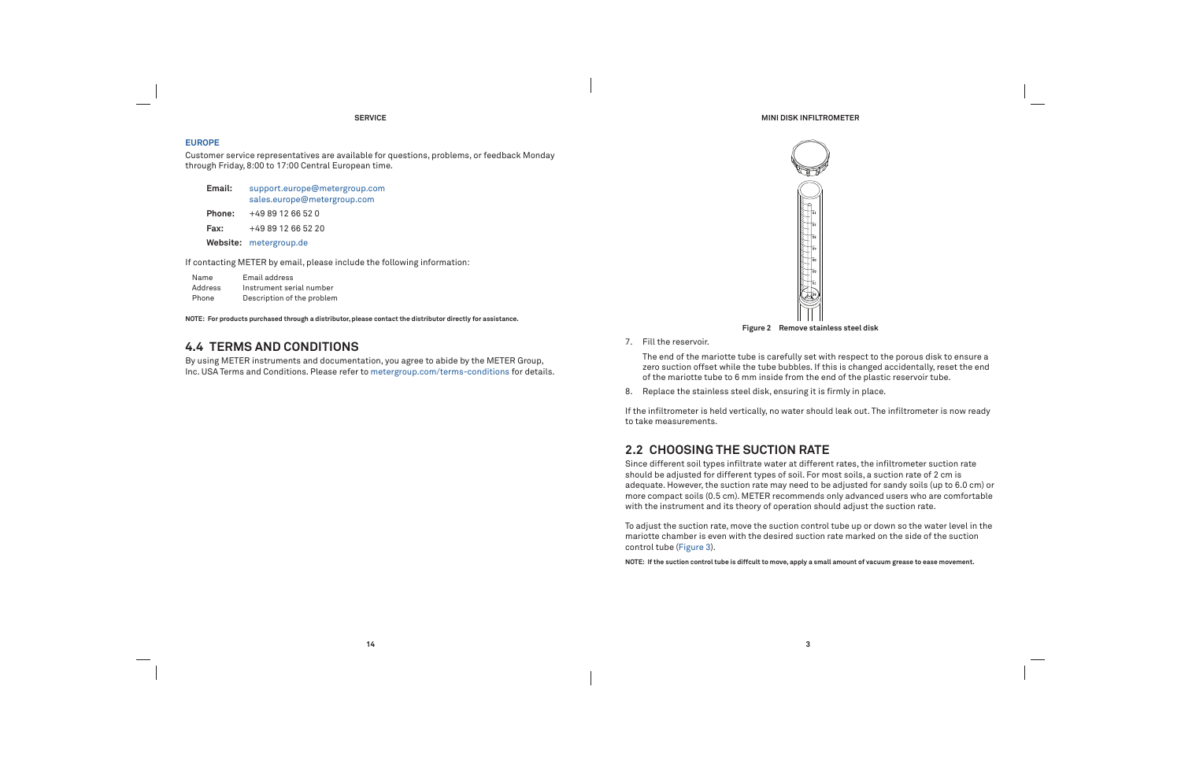### EUROPE

Customer service representatives are available for questions, problems, or feedback Monday through Friday, 8:00 to 17:00 Central European time.

**Email:** support.europe@metergroup.com
sales.europe@metergroup.com

**Phone:** +49 89 12 66 52 0

**Fax:** +49 89 12 66 52 20

**Website:** metergroup.de

If contacting METER by email, please include the following information:

| | |
|---|---|
| Name | Email address |
| Address | Instrument serial number |
| Phone | Description of the problem |

**NOTE: For products purchased through a distributor, please contact the distributor directly for assistance.**

## 4.4 TERMS AND CONDITIONS

By using METER instruments and documentation, you agree to abide by the METER Group, Inc. USA Terms and Conditions. Please refer to metergroup.com/terms-conditions for details.

**Figure 2 Remove stainless steel disk**

7. Fill the reservoir.

   The end of the mariotte tube is carefully set with respect to the porous disk to ensure a zero suction offset while the tube bubbles. If this is changed accidentally, reset the end of the mariotte tube to 6 mm inside from the end of the plastic reservoir tube.

8. Replace the stainless steel disk, ensuring it is firmly in place.

If the infiltrometer is held vertically, no water should leak out. The infiltrometer is now ready to take measurements.

## 2.2 CHOOSING THE SUCTION RATE

Since different soil types infiltrate water at different rates, the infiltrometer suction rate should be adjusted for different types of soil. For most soils, a suction rate of 2 cm is adequate. However, the suction rate may need to be adjusted for sandy soils (up to 6.0 cm) or more compact soils (0.5 cm). METER recommends only advanced users who are comfortable with the instrument and its theory of operation should adjust the suction rate.

To adjust the suction rate, move the suction control tube up or down so the water level in the mariotte chamber is even with the desired suction rate marked on the side of the suction control tube (Figure 3).

**NOTE: If the suction control tube is diffcult to move, apply a small amount of vacuum grease to ease movement.**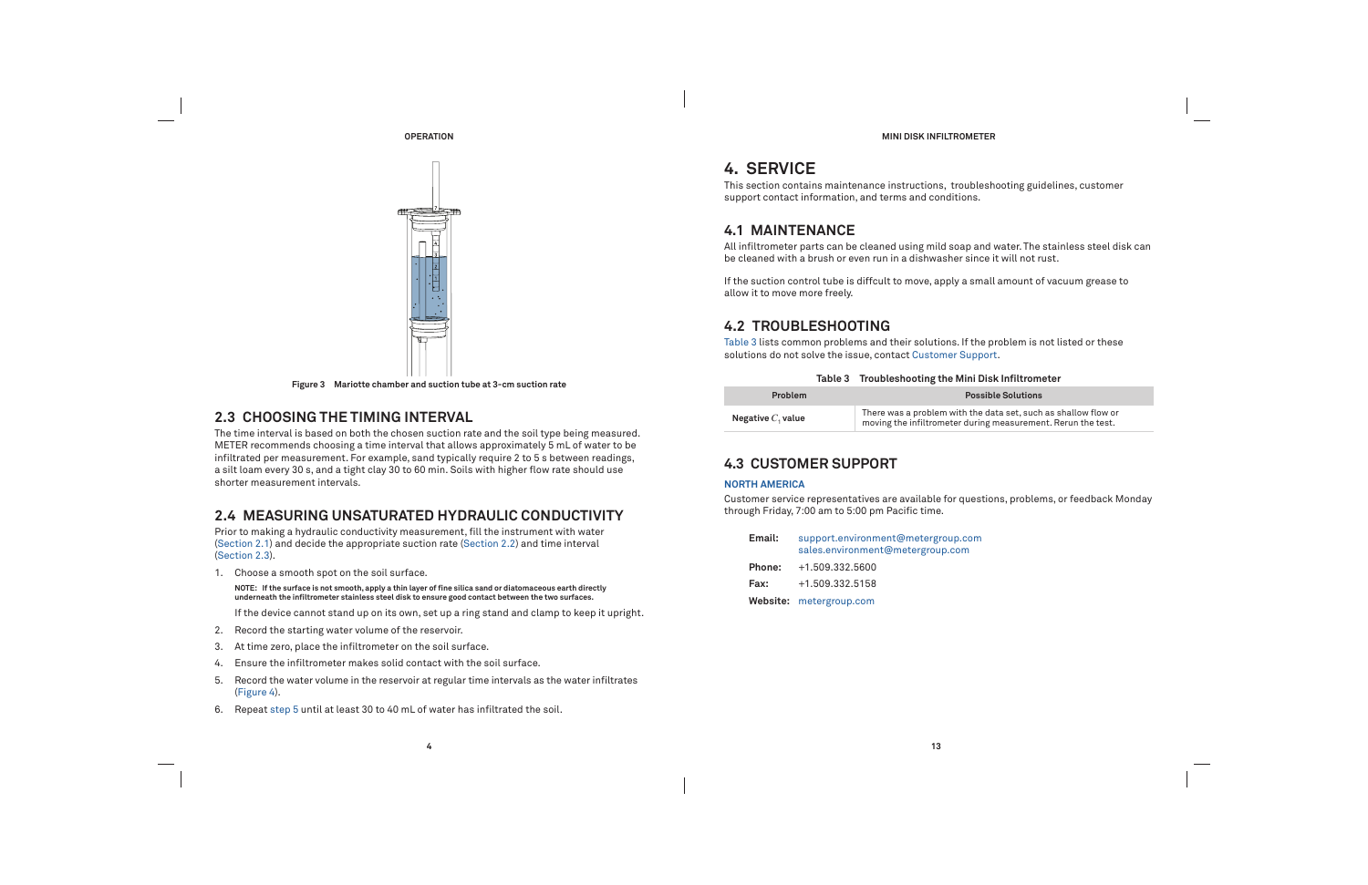Figure 3 Mariotte chamber and suction tube at 3-cm suction rate

## 2.3 CHOOSING THE TIMING INTERVAL

The time interval is based on both the chosen suction rate and the soil type being measured. METER recommends choosing a time interval that allows approximately 5 mL of water to be infiltrated per measurement. For example, sand typically require 2 to 5 s between readings, a silt loam every 30 s, and a tight clay 30 to 60 min. Soils with higher flow rate should use shorter measurement intervals.

## 2.4 MEASURING UNSATURATED HYDRAULIC CONDUCTIVITY

Prior to making a hydraulic conductivity measurement, fill the instrument with water (Section 2.1) and decide the appropriate suction rate (Section 2.2) and time interval (Section 2.3).

1. Choose a smooth spot on the soil surface.

   **NOTE: If the surface is not smooth, apply a thin layer of fine silica sand or diatomaceous earth directly underneath the infiltrometer stainless steel disk to ensure good contact between the two surfaces.**

   If the device cannot stand up on its own, set up a ring stand and clamp to keep it upright.

2. Record the starting water volume of the reservoir.
3. At time zero, place the infiltrometer on the soil surface.
4. Ensure the infiltrometer makes solid contact with the soil surface.
5. Record the water volume in the reservoir at regular time intervals as the water infiltrates (Figure 4).
6. Repeat step 5 until at least 30 to 40 mL of water has infiltrated the soil.

# 4. SERVICE

This section contains maintenance instructions, troubleshooting guidelines, customer support contact information, and terms and conditions.

## 4.1 MAINTENANCE

All infiltrometer parts can be cleaned using mild soap and water. The stainless steel disk can be cleaned with a brush or even run in a dishwasher since it will not rust.

If the suction control tube is diffcult to move, apply a small amount of vacuum grease to allow it to move more freely.

## 4.2 TROUBLESHOOTING

Table 3 lists common problems and their solutions. If the problem is not listed or these solutions do not solve the issue, contact Customer Support.

**Table 3 Troubleshooting the Mini Disk Infiltrometer**

| Problem | Possible Solutions |
| --- | --- |
| Negative $C_1$ value | There was a problem with the data set, such as shallow flow or moving the infiltrometer during measurement. Rerun the test. |

## 4.3 CUSTOMER SUPPORT

### NORTH AMERICA

Customer service representatives are available for questions, problems, or feedback Monday through Friday, 7:00 am to 5:00 pm Pacific time.

**Email:** support.environment@metergroup.com
sales.environment@metergroup.com

**Phone:** +1.509.332.5600

**Fax:** +1.509.332.5158

**Website:** metergroup.com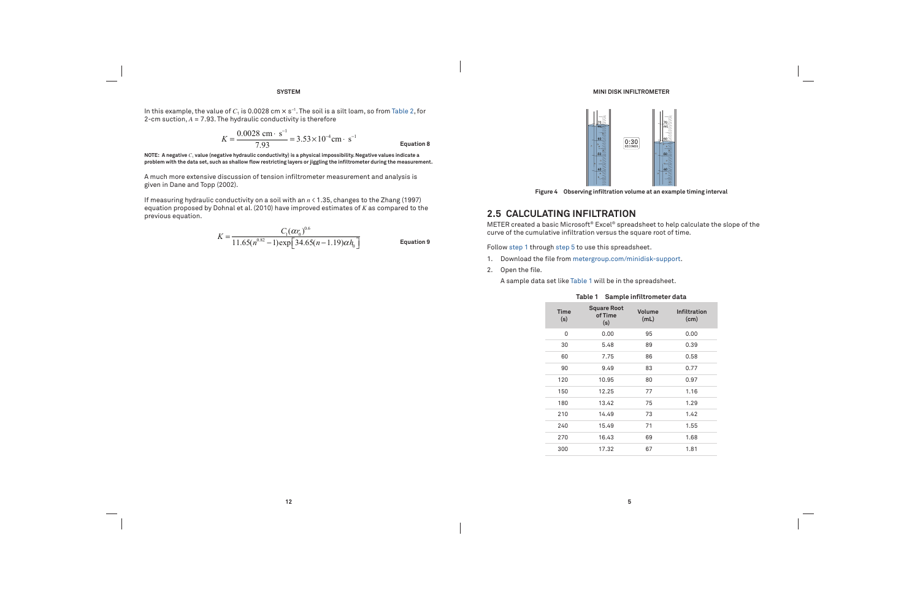In this example, the value of $C_1$ is 0.0028 cm × s$^{-1}$. The soil is a silt loam, so from Table 2, for 2-cm suction, $A$ = 7.93. The hydraulic conductivity is therefore

$$K = \frac{0.0028 \text{ cm} \cdot \text{ s}^{-1}}{7.93} = 3.53 \times 10^{-4} \text{cm} \cdot \text{ s}^{-1} \qquad \textbf{Equation 8}$$

**NOTE: A negative $C_1$ value (negative hydraulic conductivity) is a physical impossibility. Negative values indicate a problem with the data set, such as shallow flow restricting layers or jiggling the infiltrometer during the measurement.**

A much more extensive discussion of tension infiltrometer measurement and analysis is given in Dane and Topp (2002).

If measuring hydraulic conductivity on a soil with an $n$ < 1.35, changes to the Zhang (1997) equation proposed by Dohnal et al. (2010) have improved estimates of $K$ as compared to the previous equation.

$$K = \frac{C_1(\alpha r_0)^{0.6}}{11.65(n^{0.82} - 1)\exp\left[34.65(n - 1.19)\alpha h_0\right]} \qquad \textbf{Equation 9}$$

Figure 4 Observing infiltration volume at an example timing interval

## 2.5 CALCULATING INFILTRATION

METER created a basic Microsoft® Excel® spreadsheet to help calculate the slope of the curve of the cumulative infiltration versus the square root of time.

Follow step 1 through step 5 to use this spreadsheet.

1. Download the file from metergroup.com/minidisk-support.
2. Open the file.

   A sample data set like Table 1 will be in the spreadsheet.

**Table 1 Sample infiltrometer data**

| Time (s) | Square Root of Time (s) | Volume (mL) | Infiltration (cm) |
|---|---|---|---|
| 0 | 0.00 | 95 | 0.00 |
| 30 | 5.48 | 89 | 0.39 |
| 60 | 7.75 | 86 | 0.58 |
| 90 | 9.49 | 83 | 0.77 |
| 120 | 10.95 | 80 | 0.97 |
| 150 | 12.25 | 77 | 1.16 |
| 180 | 13.42 | 75 | 1.29 |
| 210 | 14.49 | 73 | 1.42 |
| 240 | 15.49 | 71 | 1.55 |
| 270 | 16.43 | 69 | 1.68 |
| 300 | 17.32 | 67 | 1.81 |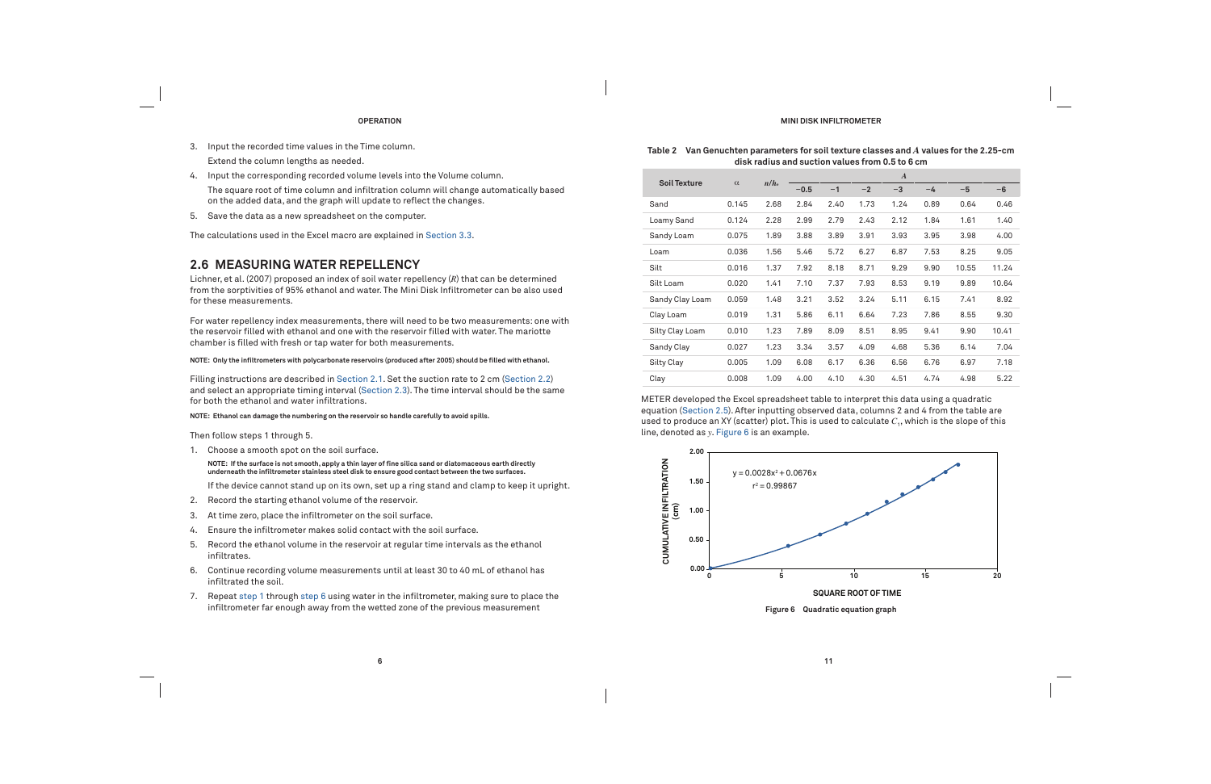3. Input the recorded time values in the Time column.

   Extend the column lengths as needed.

4. Input the corresponding recorded volume levels into the Volume column.

   The square root of time column and infiltration column will change automatically based on the added data, and the graph will update to reflect the changes.

5. Save the data as a new spreadsheet on the computer.

The calculations used in the Excel macro are explained in Section 3.3.

## 2.6 MEASURING WATER REPELLENCY

Lichner, et al. (2007) proposed an index of soil water repellency ($R$) that can be determined from the sorptivities of 95% ethanol and water. The Mini Disk Infiltrometer can be also used for these measurements.

For water repellency index measurements, there will need to be two measurements: one with the reservoir filled with ethanol and one with the reservoir filled with water. The mariotte chamber is filled with fresh or tap water for both measurements.

**NOTE: Only the infiltrometers with polycarbonate reservoirs (produced after 2005) should be filled with ethanol.**

Filling instructions are described in Section 2.1. Set the suction rate to 2 cm (Section 2.2) and select an appropriate timing interval (Section 2.3). The time interval should be the same for both the ethanol and water infiltrations.

**NOTE: Ethanol can damage the numbering on the reservoir so handle carefully to avoid spills.**

Then follow steps 1 through 5.

1. Choose a smooth spot on the soil surface.

   **NOTE: If the surface is not smooth, apply a thin layer of fine silica sand or diatomaceous earth directly underneath the infiltrometer stainless steel disk to ensure good contact between the two surfaces.**

   If the device cannot stand up on its own, set up a ring stand and clamp to keep it upright.

2. Record the starting ethanol volume of the reservoir.
3. At time zero, place the infiltrometer on the soil surface.
4. Ensure the infiltrometer makes solid contact with the soil surface.
5. Record the ethanol volume in the reservoir at regular time intervals as the ethanol infiltrates.
6. Continue recording volume measurements until at least 30 to 40 mL of ethanol has infiltrated the soil.
7. Repeat step 1 through step 6 using water in the infiltrometer, making sure to place the infiltrometer far enough away from the wetted zone of the previous measurement

**Table 2 Van Genuchten parameters for soil texture classes and $A$ values for the 2.25-cm disk radius and suction values from 0.5 to 6 cm**

| Soil Texture | $\alpha$ | $n/h_o$ | $A$ | | | | | | |
|---|---|---|---|---|---|---|---|---|---|
| | | | −0.5 | −1 | −2 | −3 | −4 | −5 | −6 |
| Sand | 0.145 | 2.68 | 2.84 | 2.40 | 1.73 | 1.24 | 0.89 | 0.64 | 0.46 |
| Loamy Sand | 0.124 | 2.28 | 2.99 | 2.79 | 2.43 | 2.12 | 1.84 | 1.61 | 1.40 |
| Sandy Loam | 0.075 | 1.89 | 3.88 | 3.89 | 3.91 | 3.93 | 3.95 | 3.98 | 4.00 |
| Loam | 0.036 | 1.56 | 5.46 | 5.72 | 6.27 | 6.87 | 7.53 | 8.25 | 9.05 |
| Silt | 0.016 | 1.37 | 7.92 | 8.18 | 8.71 | 9.29 | 9.90 | 10.55 | 11.24 |
| Silt Loam | 0.020 | 1.41 | 7.10 | 7.37 | 7.93 | 8.53 | 9.19 | 9.89 | 10.64 |
| Sandy Clay Loam | 0.059 | 1.48 | 3.21 | 3.52 | 3.24 | 5.11 | 6.15 | 7.41 | 8.92 |
| Clay Loam | 0.019 | 1.31 | 5.86 | 6.11 | 6.64 | 7.23 | 7.86 | 8.55 | 9.30 |
| Silty Clay Loam | 0.010 | 1.23 | 7.89 | 8.09 | 8.51 | 8.95 | 9.41 | 9.90 | 10.41 |
| Sandy Clay | 0.027 | 1.23 | 3.34 | 3.57 | 4.09 | 4.68 | 5.36 | 6.14 | 7.04 |
| Silty Clay | 0.005 | 1.09 | 6.08 | 6.17 | 6.36 | 6.56 | 6.76 | 6.97 | 7.18 |
| Clay | 0.008 | 1.09 | 4.00 | 4.10 | 4.30 | 4.51 | 4.74 | 4.98 | 5.22 |

METER developed the Excel spreadsheet table to interpret this data using a quadratic equation (Section 2.5). After inputting observed data, columns 2 and 4 from the table are used to produce an XY (scatter) plot. This is used to calculate $C_1$, which is the slope of this line, denoted as $y$. Figure 6 is an example.

**Figure 6 Quadratic equation graph**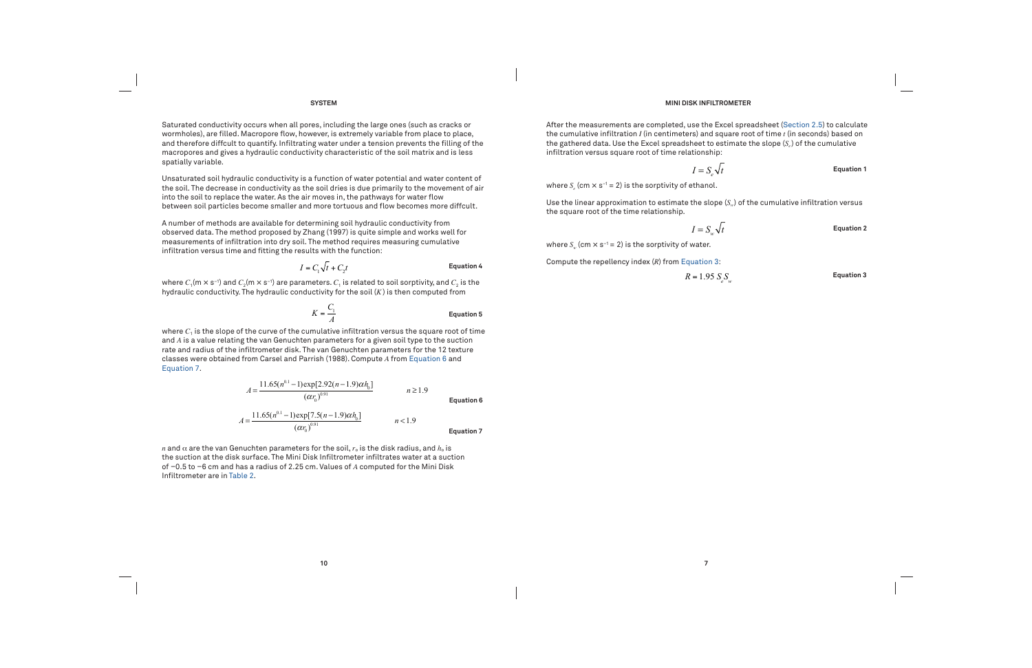Saturated conductivity occurs when all pores, including the large ones (such as cracks or wormholes), are filled. Macropore flow, however, is extremely variable from place to place, and therefore diffcult to quantify. Infiltrating water under a tension prevents the filling of the macropores and gives a hydraulic conductivity characteristic of the soil matrix and is less spatially variable.

Unsaturated soil hydraulic conductivity is a function of water potential and water content of the soil. The decrease in conductivity as the soil dries is due primarily to the movement of air into the soil to replace the water. As the air moves in, the pathways for water flow between soil particles become smaller and more tortuous and flow becomes more diffcult.

A number of methods are available for determining soil hydraulic conductivity from observed data. The method proposed by Zhang (1997) is quite simple and works well for measurements of infiltration into dry soil. The method requires measuring cumulative infiltration versus time and fitting the results with the function:

$$I = C_1\sqrt{t} + C_2 t \quad \textbf{Equation 4}$$

where $C_1$(m × s$^{-1}$) and $C_2$(m × s$^{-1}$) are parameters. $C_1$ is related to soil sorptivity, and $C_2$ is the hydraulic conductivity. The hydraulic conductivity for the soil ($K$) is then computed from

$$K = \frac{C_1}{A} \quad \textbf{Equation 5}$$

where $C_1$ is the slope of the curve of the cumulative infiltration versus the square root of time and $A$ is a value relating the van Genuchten parameters for a given soil type to the suction rate and radius of the infiltrometer disk. The van Genuchten parameters for the 12 texture classes were obtained from Carsel and Parrish (1988). Compute $A$ from Equation 6 and Equation 7.

$$A = \frac{11.65(n^{0.1}-1)\exp[2.92(n-1.9)\alpha h_0]}{(\alpha r_0)^{0.91}} \qquad n \geq 1.9 \quad \textbf{Equation 6}$$

$$A = \frac{11.65(n^{0.1}-1)\exp[7.5(n-1.9)\alpha h_0]}{(\alpha r_0)^{0.91}} \qquad n < 1.9 \quad \textbf{Equation 7}$$

$n$ and $\alpha$ are the van Genuchten parameters for the soil, $r_0$ is the disk radius, and $h_0$ is the suction at the disk surface. The Mini Disk Infiltrometer infiltrates water at a suction of −0.5 to −6 cm and has a radius of 2.25 cm. Values of $A$ computed for the Mini Disk Infiltrometer are in Table 2.

After the measurements are completed, use the Excel spreadsheet (Section 2.5) to calculate the cumulative infiltration $I$ (in centimeters) and square root of time $t$ (in seconds) based on the gathered data. Use the Excel spreadsheet to estimate the slope ($S_e$) of the cumulative infiltration versus square root of time relationship:

$$I = S_e\sqrt{t} \quad \textbf{Equation 1}$$

where $S_e$ (cm × s$^{-1}$ = 2) is the sorptivity of ethanol.

Use the linear approximation to estimate the slope ($S_w$) of the cumulative infiltration versus the square root of the time relationship.

$$I = S_w\sqrt{t} \quad \textbf{Equation 2}$$

where $S_w$ (cm × s$^{-1}$ = 2) is the sorptivity of water.

Compute the repellency index ($R$) from Equation 3:

$$R = 1.95\, S_e S_w \quad \textbf{Equation 3}$$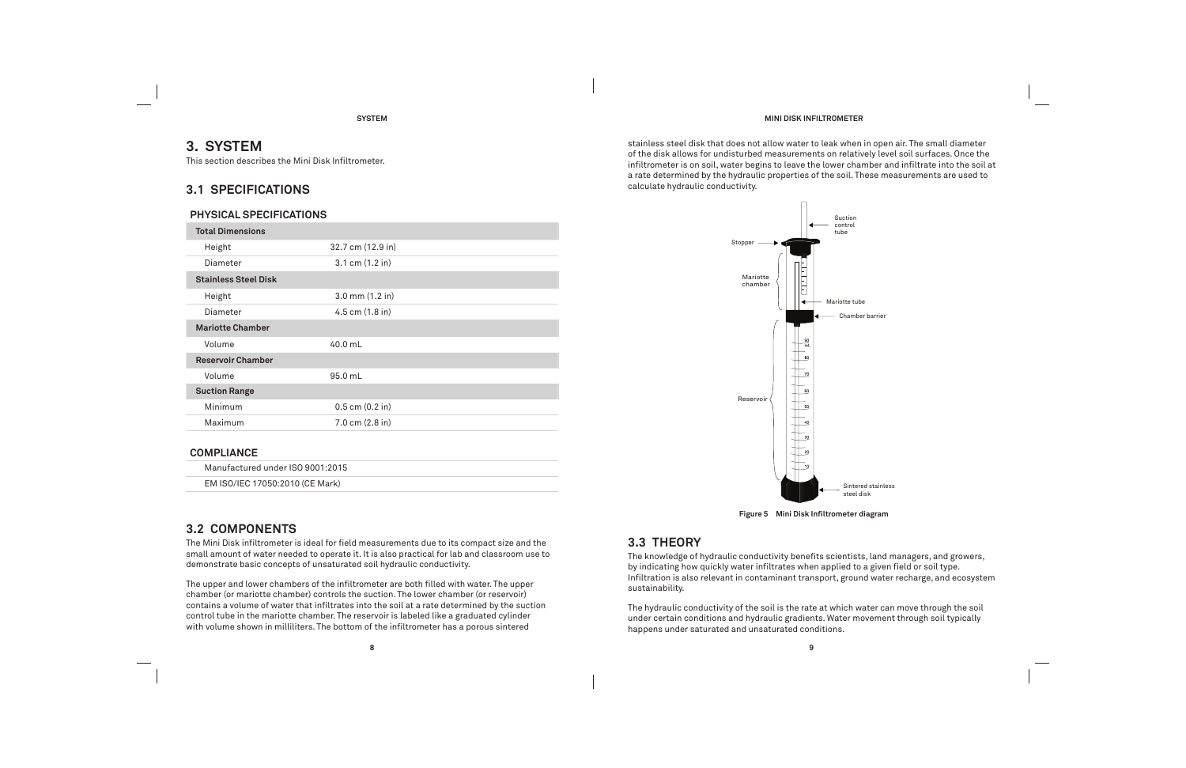# 3. SYSTEM

This section describes the Mini Disk Infiltrometer.

## 3.1 SPECIFICATIONS

### PHYSICAL SPECIFICATIONS

| | |
|---|---|
| **Total Dimensions** | |
| Height | 32.7 cm (12.9 in) |
| Diameter | 3.1 cm (1.2 in) |
| **Stainless Steel Disk** | |
| Height | 3.0 mm (1.2 in) |
| Diameter | 4.5 cm (1.8 in) |
| **Mariotte Chamber** | |
| Volume | 40.0 mL |
| **Reservoir Chamber** | |
| Volume | 95.0 mL |
| **Suction Range** | |
| Minimum | 0.5 cm (0.2 in) |
| Maximum | 7.0 cm (2.8 in) |

### COMPLIANCE

Manufactured under ISO 9001:2015

EM ISO/IEC 17050:2010 (CE Mark)

## 3.2 COMPONENTS

The Mini Disk infiltrometer is ideal for field measurements due to its compact size and the small amount of water needed to operate it. It is also practical for lab and classroom use to demonstrate basic concepts of unsaturated soil hydraulic conductivity.

The upper and lower chambers of the infiltrometer are both filled with water. The upper chamber (or mariotte chamber) controls the suction. The lower chamber (or reservoir) contains a volume of water that infiltrates into the soil at a rate determined by the suction control tube in the mariotte chamber. The reservoir is labeled like a graduated cylinder with volume shown in milliliters. The bottom of the infiltrometer has a porous sintered stainless steel disk that does not allow water to leak when in open air. The small diameter of the disk allows for undisturbed measurements on relatively level soil surfaces. Once the infiltrometer is on soil, water begins to leave the lower chamber and infiltrate into the soil at a rate determined by the hydraulic properties of the soil. These measurements are used to calculate hydraulic conductivity.

Suction control tube
Stopper
Mariotte chamber
Mariotte tube
Chamber barrier
Reservoir
90 mL
80
70
60
50
40
30
20
10
Sintered stainless steel disk

**Figure 5** Mini Disk Infiltrometer diagram

## 3.3 THEORY

The knowledge of hydraulic conductivity benefits scientists, land managers, and growers, by indicating how quickly water infiltrates when applied to a given field or soil type. Infiltration is also relevant in contaminant transport, ground water recharge, and ecosystem sustainability.

The hydraulic conductivity of the soil is the rate at which water can move through the soil under certain conditions and hydraulic gradients. Water movement through soil typically happens under saturated and unsaturated conditions.